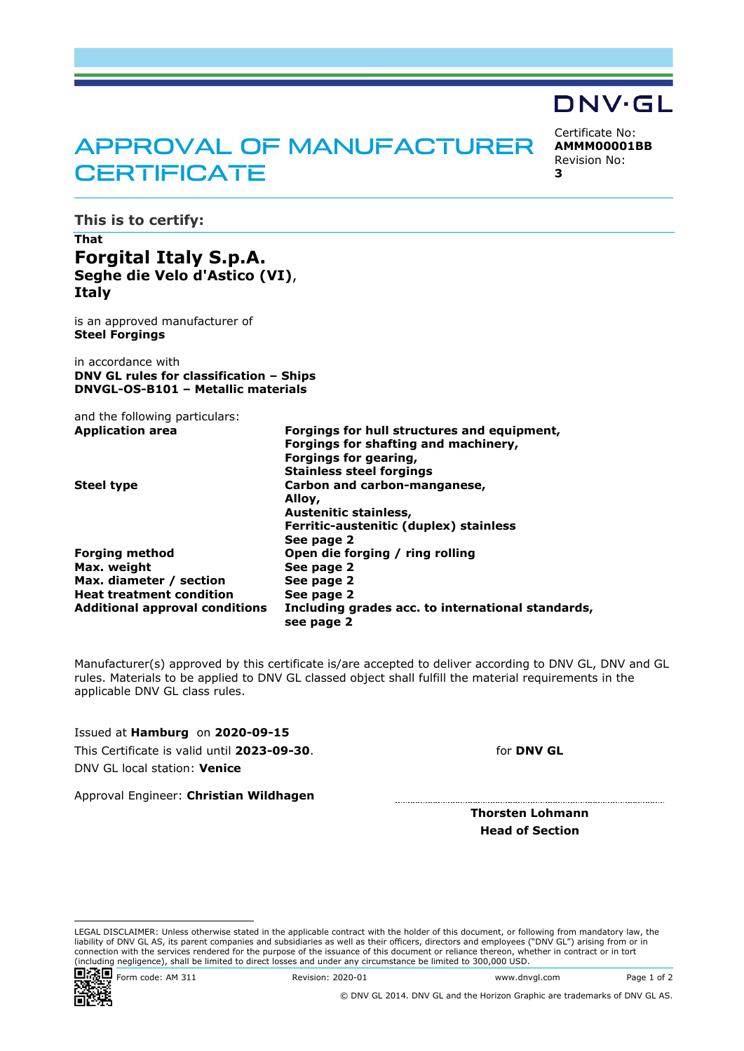DNV·GL

# APPROVAL OF MANUFACTURER CERTIFICATE

Certificate No:
**AMMM00001BB**
Revision No:
**3**

## This is to certify:

**That**

## Forgital Italy S.p.A.

**Seghe die Velo d'Astico (VI)**,
**Italy**

is an approved manufacturer of
**Steel Forgings**

in accordance with
**DNV GL rules for classification – Ships**
**DNVGL-OS-B101 – Metallic materials**

and the following particulars:

| | |
|---|---|
| **Application area** | **Forgings for hull structures and equipment,**<br>**Forgings for shafting and machinery,**<br>**Forgings for gearing,**<br>**Stainless steel forgings** |
| **Steel type** | **Carbon and carbon-manganese,**<br>**Alloy,**<br>**Austenitic stainless,**<br>**Ferritic-austenitic (duplex) stainless**<br>**See page 2** |
| **Forging method** | **Open die forging / ring rolling** |
| **Max. weight** | **See page 2** |
| **Max. diameter / section** | **See page 2** |
| **Heat treatment condition** | **See page 2** |
| **Additional approval conditions** | **Including grades acc. to international standards, see page 2** |

Manufacturer(s) approved by this certificate is/are accepted to deliver according to DNV GL, DNV and GL rules. Materials to be applied to DNV GL classed object shall fulfill the material requirements in the applicable DNV GL class rules.

Issued at **Hamburg** on **2020-09-15**
This Certificate is valid until **2023-09-30**.
DNV GL local station: **Venice**

Approval Engineer: **Christian Wildhagen**

for **DNV GL**

**Thorsten Lohmann**
**Head of Section**

LEGAL DISCLAIMER: Unless otherwise stated in the applicable contract with the holder of this document, or following from mandatory law, the liability of DNV GL AS, its parent companies and subsidiaries as well as their officers, directors and employees ("DNV GL") arising from or in connection with the services rendered for the purpose of the issuance of this document or reliance thereon, whether in contract or in tort (including negligence), shall be limited to direct losses and under any circumstance be limited to 300,000 USD.

Form code: AM 311 Revision: 2020-01 www.dnvgl.com

© DNV GL 2014. DNV GL and the Horizon Graphic are trademarks of DNV GL AS.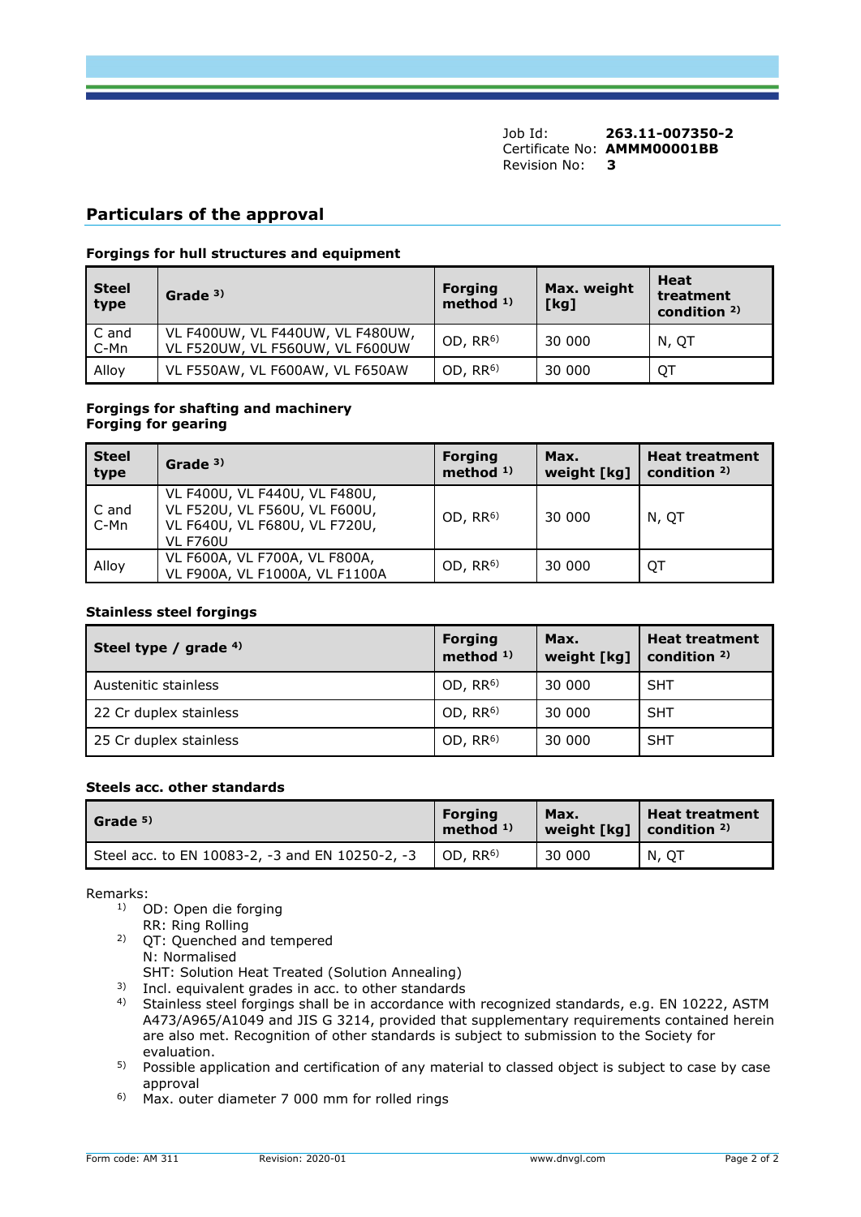Job Id: **263.11-007350-2**
Certificate No: **AMMM00001BB**
Revision No: **3**

## Particulars of the approval

### Forgings for hull structures and equipment

| Steel type | Grade [3] | Forging method [1] | Max. weight [kg] | Heat treatment condition [2] |
|---|---|---|---|---|
| C and C-Mn | VL F400UW, VL F440UW, VL F480UW, VL F520UW, VL F560UW, VL F600UW | OD, RR[6] | 30 000 | N, QT |
| Alloy | VL F550AW, VL F600AW, VL F650AW | OD, RR[6] | 30 000 | QT |

### Forgings for shafting and machinery
### Forging for gearing

| Steel type | Grade [3] | Forging method [1] | Max. weight [kg] | Heat treatment condition [2] |
|---|---|---|---|---|
| C and C-Mn | VL F400U, VL F440U, VL F480U, VL F520U, VL F560U, VL F600U, VL F640U, VL F680U, VL F720U, VL F760U | OD, RR[6] | 30 000 | N, QT |
| Alloy | VL F600A, VL F700A, VL F800A, VL F900A, VL F1000A, VL F1100A | OD, RR[6] | 30 000 | QT |

### Stainless steel forgings

| Steel type / grade [4] | Forging method [1] | Max. weight [kg] | Heat treatment condition [2] |
|---|---|---|---|
| Austenitic stainless | OD, RR[6] | 30 000 | SHT |
| 22 Cr duplex stainless | OD, RR[6] | 30 000 | SHT |
| 25 Cr duplex stainless | OD, RR[6] | 30 000 | SHT |

### Steels acc. other standards

| Grade [5] | Forging method [1] | Max. weight [kg] | Heat treatment condition [2] |
|---|---|---|---|
| Steel acc. to EN 10083-2, -3 and EN 10250-2, -3 | OD, RR[6] | 30 000 | N, QT |

Remarks:

1) OD: Open die forging
   RR: Ring Rolling
2) QT: Quenched and tempered
   N: Normalised
   SHT: Solution Heat Treated (Solution Annealing)
3) Incl. equivalent grades in acc. to other standards
4) Stainless steel forgings shall be in accordance with recognized standards, e.g. EN 10222, ASTM A473/A965/A1049 and JIS G 3214, provided that supplementary requirements contained herein are also met. Recognition of other standards is subject to submission to the Society for evaluation.
5) Possible application and certification of any material to classed object is subject to case by case approval
6) Max. outer diameter 7 000 mm for rolled rings